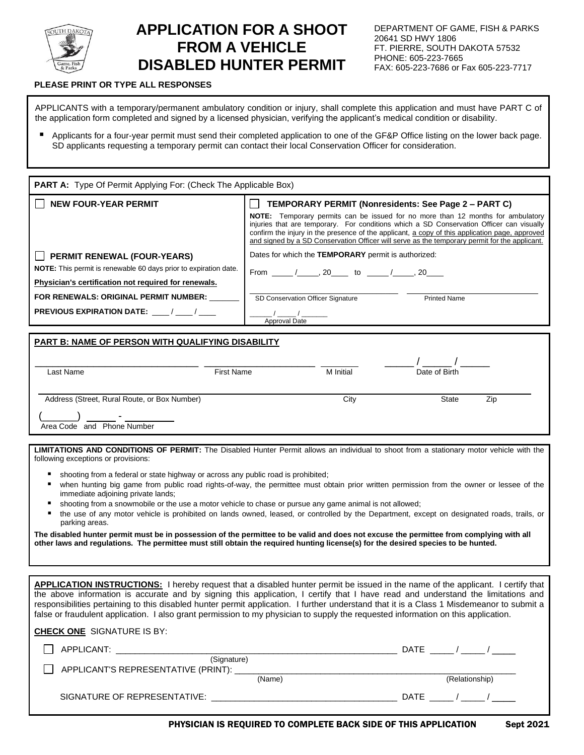# APPLICATION FOR A SHOOT FROM A VEHICLE DISABLED HUNTER PERMIT

DEPARTMENT OF GAME, FISH & PARKS
20641 SD HWY 1806
FT. PIERRE, SOUTH DAKOTA 57532
PHONE: 605-223-7665
FAX: 605-223-7686 or Fax 605-223-7717

**PLEASE PRINT OR TYPE ALL RESPONSES**

APPLICANTS with a temporary/permanent ambulatory condition or injury, shall complete this application and must have PART C of the application form completed and signed by a licensed physician, verifying the applicant's medical condition or disability.

- Applicants for a four-year permit must send their completed application to one of the GF&P Office listing on the lower back page. SD applicants requesting a temporary permit can contact their local Conservation Officer for consideration.

**PART A:** Type Of Permit Applying For: (Check The Applicable Box)

☐ **NEW FOUR-YEAR PERMIT**

☐ **PERMIT RENEWAL (FOUR-YEARS)**

**NOTE:** This permit is renewable 60 days prior to expiration date.

**Physician's certification not required for renewals.**

**FOR RENEWALS: ORIGINAL PERMIT NUMBER:** _______

**PREVIOUS EXPIRATION DATE:** ____ / ____ / ____

☐ **TEMPORARY PERMIT (Nonresidents: See Page 2 – PART C)**

**NOTE:** Temporary permits can be issued for no more than 12 months for ambulatory injuries that are temporary. For conditions which a SD Conservation Officer can visually confirm the injury in the presence of the applicant, a copy of this application page, approved and signed by a SD Conservation Officer will serve as the temporary permit for the applicant.

Dates for which the **TEMPORARY** permit is authorized:

From _____ /_____, 20____ to _____ /_____, 20____

______________________ SD Conservation Officer Signature ______________________ Printed Name

_____ / _____ / ______ Approval Date

**PART B: NAME OF PERSON WITH QUALIFYING DISABILITY**

______________ Last Name ______________ First Name ________ M Initial _____ / _____ / _____ Date of Birth

______________________ Address (Street, Rural Route, or Box Number) __________ City ______ State ______ Zip

(_______) _____ - _________ Area Code and Phone Number

**LIMITATIONS AND CONDITIONS OF PERMIT:** The Disabled Hunter Permit allows an individual to shoot from a stationary motor vehicle with the following exceptions or provisions:

- shooting from a federal or state highway or across any public road is prohibited;
- when hunting big game from public road rights-of-way, the permittee must obtain prior written permission from the owner or lessee of the immediate adjoining private lands;
- shooting from a snowmobile or the use a motor vehicle to chase or pursue any game animal is not allowed;
- the use of any motor vehicle is prohibited on lands owned, leased, or controlled by the Department, except on designated roads, trails, or parking areas.

**The disabled hunter permit must be in possession of the permittee to be valid and does not excuse the permittee from complying with all other laws and regulations. The permittee must still obtain the required hunting license(s) for the desired species to be hunted.**

**APPLICATION INSTRUCTIONS:** I hereby request that a disabled hunter permit be issued in the name of the applicant. I certify that the above information is accurate and by signing this application, I certify that I have read and understand the limitations and responsibilities pertaining to this disabled hunter permit application. I further understand that it is a Class 1 Misdemeanor to submit a false or fraudulent application. I also grant permission to my physician to supply the requested information on this application.

**CHECK ONE** SIGNATURE IS BY:

☐ APPLICANT: ______________________________ (Signature) DATE _____ / _____ / _____

☐ APPLICANT'S REPRESENTATIVE (PRINT): ______________________ (Name) ______________ (Relationship)

SIGNATURE OF REPRESENTATIVE: ______________________________ DATE _____ / _____ / _____

**PHYSICIAN IS REQUIRED TO COMPLETE BACK SIDE OF THIS APPLICATION** **Sept 2021**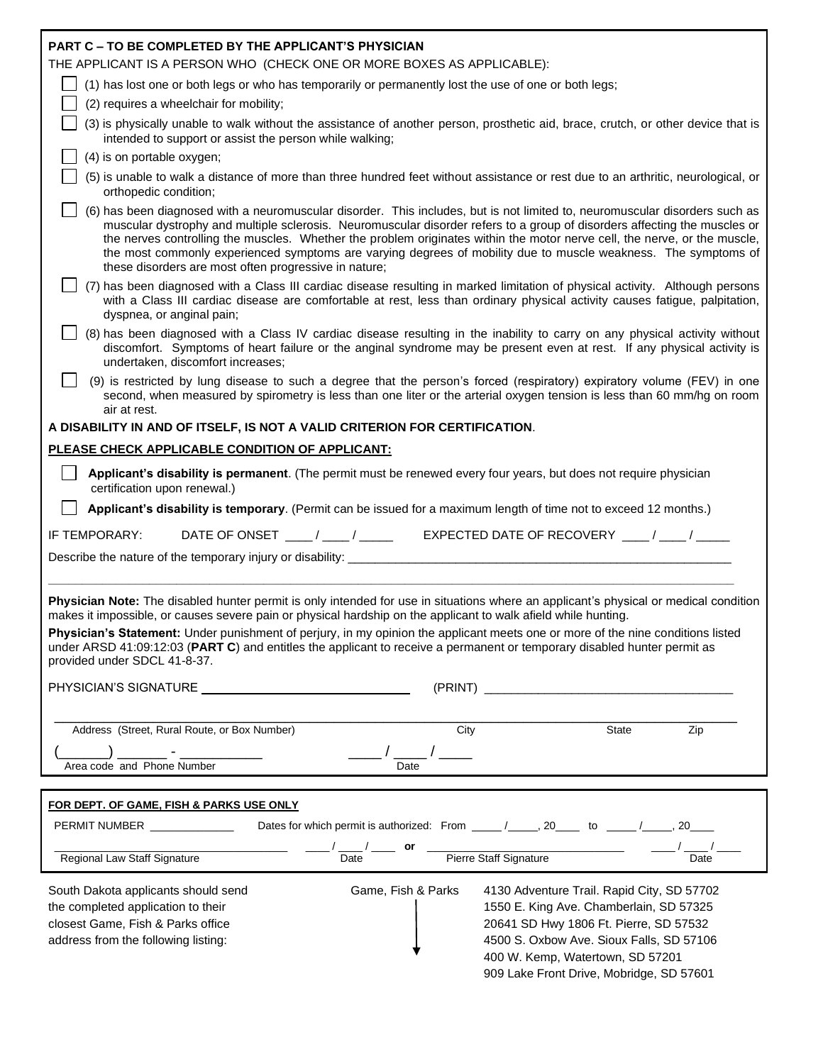## PART C – TO BE COMPLETED BY THE APPLICANT'S PHYSICIAN

THE APPLICANT IS A PERSON WHO (CHECK ONE OR MORE BOXES AS APPLICABLE):

☐ (1) has lost one or both legs or who has temporarily or permanently lost the use of one or both legs;

☐ (2) requires a wheelchair for mobility;

☐ (3) is physically unable to walk without the assistance of another person, prosthetic aid, brace, crutch, or other device that is intended to support or assist the person while walking;

☐ (4) is on portable oxygen;

☐ (5) is unable to walk a distance of more than three hundred feet without assistance or rest due to an arthritic, neurological, or orthopedic condition;

☐ (6) has been diagnosed with a neuromuscular disorder. This includes, but is not limited to, neuromuscular disorders such as muscular dystrophy and multiple sclerosis. Neuromuscular disorder refers to a group of disorders affecting the muscles or the nerves controlling the muscles. Whether the problem originates within the motor nerve cell, the nerve, or the muscle, the most commonly experienced symptoms are varying degrees of mobility due to muscle weakness. The symptoms of these disorders are most often progressive in nature;

☐ (7) has been diagnosed with a Class III cardiac disease resulting in marked limitation of physical activity. Although persons with a Class III cardiac disease are comfortable at rest, less than ordinary physical activity causes fatigue, palpitation, dyspnea, or anginal pain;

☐ (8) has been diagnosed with a Class IV cardiac disease resulting in the inability to carry on any physical activity without discomfort. Symptoms of heart failure or the anginal syndrome may be present even at rest. If any physical activity is undertaken, discomfort increases;

☐ (9) is restricted by lung disease to such a degree that the person's forced (respiratory) expiratory volume (FEV) in one second, when measured by spirometry is less than one liter or the arterial oxygen tension is less than 60 mm/hg on room air at rest.

**A DISABILITY IN AND OF ITSELF, IS NOT A VALID CRITERION FOR CERTIFICATION**.

**PLEASE CHECK APPLICABLE CONDITION OF APPLICANT:**

☐ **Applicant's disability is permanent**. (The permit must be renewed every four years, but does not require physician certification upon renewal.)

☐ **Applicant's disability is temporary**. (Permit can be issued for a maximum length of time not to exceed 12 months.)

IF TEMPORARY: DATE OF ONSET ____ / ____ / _____ EXPECTED DATE OF RECOVERY ____ / ____ / _____

Describe the nature of the temporary injury or disability: ____________________________________________

____________________________________________________________________________________

**Physician Note:** The disabled hunter permit is only intended for use in situations where an applicant's physical or medical condition makes it impossible, or causes severe pain or physical hardship on the applicant to walk afield while hunting.

**Physician's Statement:** Under punishment of perjury, in my opinion the applicant meets one or more of the nine conditions listed under ARSD 41:09:12:03 (**PART C**) and entitles the applicant to receive a permanent or temporary disabled hunter permit as provided under SDCL 41-8-37.

PHYSICIAN'S SIGNATURE ______________________________ (PRINT) ____________________________________

____________________________________________________________________________________
Address (Street, Rural Route, or Box Number) City State Zip

(______) ______ - __________ ____ / ____ / ____
Area code and Phone Number Date

**FOR DEPT. OF GAME, FISH & PARKS USE ONLY**

PERMIT NUMBER _____________ Dates for which permit is authorized: From _____ /_____, 20____ to _____ /_____, 20____

____________________________________ ____ / ____ / ____ **or** ______________________________ ____ / ____ / ____
Regional Law Staff Signature Date Pierre Staff Signature Date

South Dakota applicants should send the completed application to their closest Game, Fish & Parks office address from the following listing:

Game, Fish & Parks

4130 Adventure Trail. Rapid City, SD 57702
1550 E. King Ave. Chamberlain, SD 57325
20641 SD Hwy 1806 Ft. Pierre, SD 57532
4500 S. Oxbow Ave. Sioux Falls, SD 57106
400 W. Kemp, Watertown, SD 57201
909 Lake Front Drive, Mobridge, SD 57601